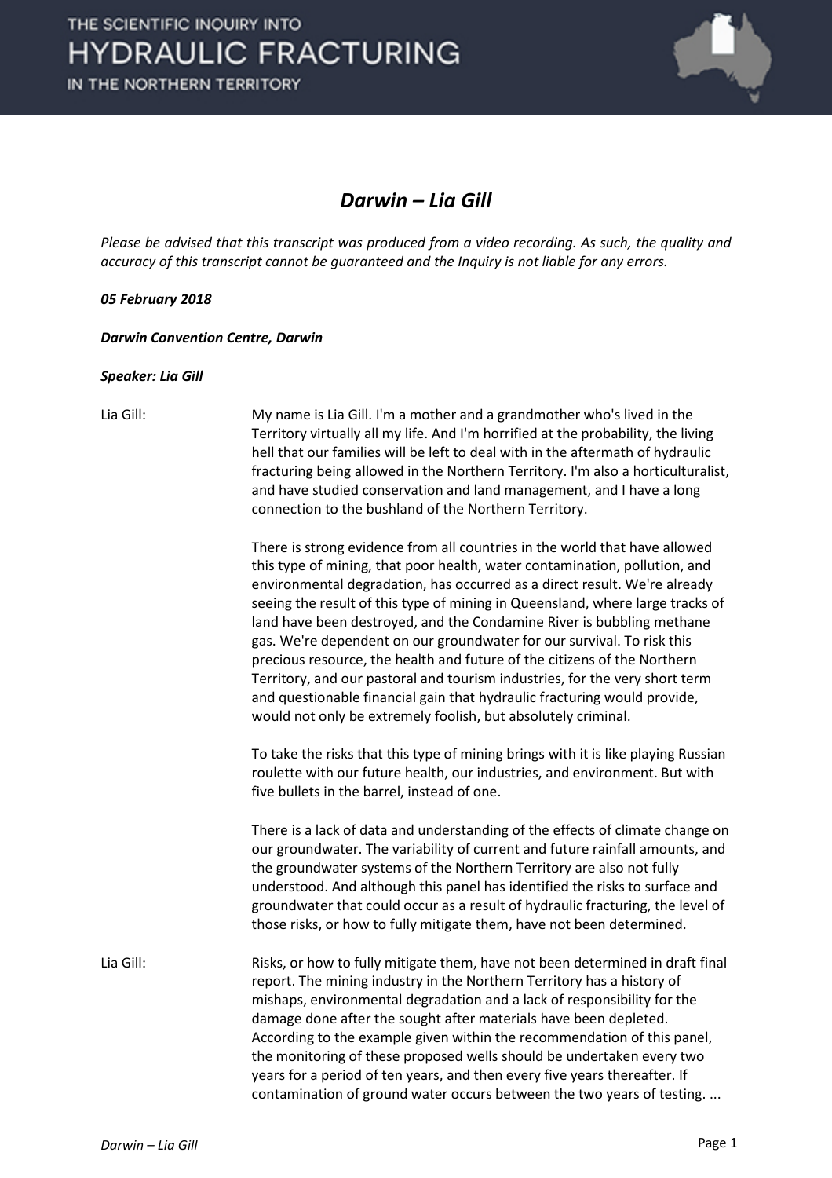# *Darwin – Lia Gill*

*Please be advised that this transcript was produced from a video recording. As such, the quality and accuracy of this transcript cannot be guaranteed and the Inquiry is not liable for any errors.*

***05 February 2018***

***Darwin Convention Centre, Darwin***

***Speaker: Lia Gill***

Lia Gill: My name is Lia Gill. I'm a mother and a grandmother who's lived in the Territory virtually all my life. And I'm horrified at the probability, the living hell that our families will be left to deal with in the aftermath of hydraulic fracturing being allowed in the Northern Territory. I'm also a horticulturalist, and have studied conservation and land management, and I have a long connection to the bushland of the Northern Territory.

There is strong evidence from all countries in the world that have allowed this type of mining, that poor health, water contamination, pollution, and environmental degradation, has occurred as a direct result. We're already seeing the result of this type of mining in Queensland, where large tracks of land have been destroyed, and the Condamine River is bubbling methane gas. We're dependent on our groundwater for our survival. To risk this precious resource, the health and future of the citizens of the Northern Territory, and our pastoral and tourism industries, for the very short term and questionable financial gain that hydraulic fracturing would provide, would not only be extremely foolish, but absolutely criminal.

To take the risks that this type of mining brings with it is like playing Russian roulette with our future health, our industries, and environment. But with five bullets in the barrel, instead of one.

There is a lack of data and understanding of the effects of climate change on our groundwater. The variability of current and future rainfall amounts, and the groundwater systems of the Northern Territory are also not fully understood. And although this panel has identified the risks to surface and groundwater that could occur as a result of hydraulic fracturing, the level of those risks, or how to fully mitigate them, have not been determined.

Lia Gill: Risks, or how to fully mitigate them, have not been determined in draft final report. The mining industry in the Northern Territory has a history of mishaps, environmental degradation and a lack of responsibility for the damage done after the sought after materials have been depleted. According to the example given within the recommendation of this panel, the monitoring of these proposed wells should be undertaken every two years for a period of ten years, and then every five years thereafter. If contamination of ground water occurs between the two years of testing. ...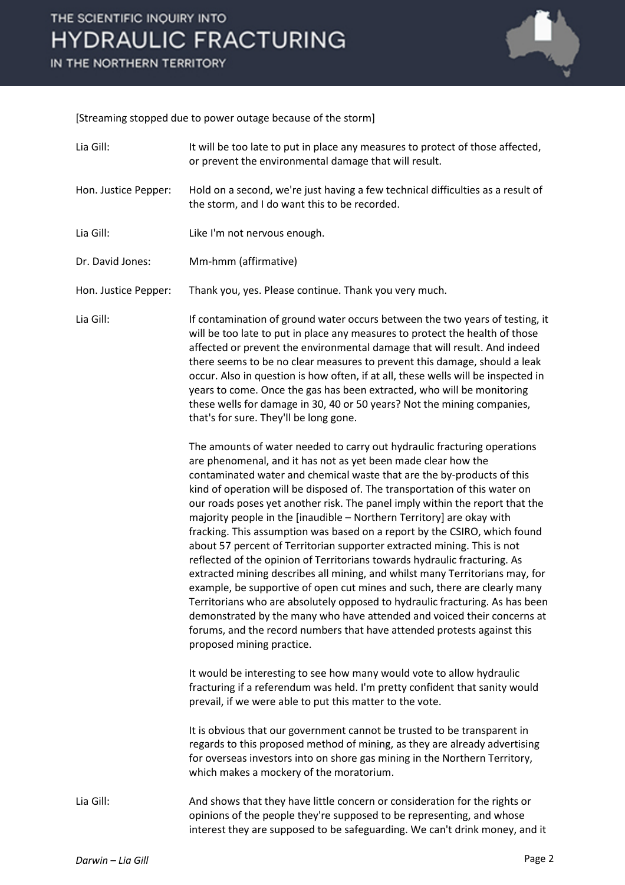[Streaming stopped due to power outage because of the storm]

**Lia Gill:** It will be too late to put in place any measures to protect of those affected, or prevent the environmental damage that will result.

**Hon. Justice Pepper:** Hold on a second, we're just having a few technical difficulties as a result of the storm, and I do want this to be recorded.

**Lia Gill:** Like I'm not nervous enough.

**Dr. David Jones:** Mm-hmm (affirmative)

**Hon. Justice Pepper:** Thank you, yes. Please continue. Thank you very much.

**Lia Gill:** If contamination of ground water occurs between the two years of testing, it will be too late to put in place any measures to protect the health of those affected or prevent the environmental damage that will result. And indeed there seems to be no clear measures to prevent this damage, should a leak occur. Also in question is how often, if at all, these wells will be inspected in years to come. Once the gas has been extracted, who will be monitoring these wells for damage in 30, 40 or 50 years? Not the mining companies, that's for sure. They'll be long gone.

The amounts of water needed to carry out hydraulic fracturing operations are phenomenal, and it has not as yet been made clear how the contaminated water and chemical waste that are the by-products of this kind of operation will be disposed of. The transportation of this water on our roads poses yet another risk. The panel imply within the report that the majority people in the [inaudible – Northern Territory] are okay with fracking. This assumption was based on a report by the CSIRO, which found about 57 percent of Territorian supporter extracted mining. This is not reflected of the opinion of Territorians towards hydraulic fracturing. As extracted mining describes all mining, and whilst many Territorians may, for example, be supportive of open cut mines and such, there are clearly many Territorians who are absolutely opposed to hydraulic fracturing. As has been demonstrated by the many who have attended and voiced their concerns at forums, and the record numbers that have attended protests against this proposed mining practice.

It would be interesting to see how many would vote to allow hydraulic fracturing if a referendum was held. I'm pretty confident that sanity would prevail, if we were able to put this matter to the vote.

It is obvious that our government cannot be trusted to be transparent in regards to this proposed method of mining, as they are already advertising for overseas investors into on shore gas mining in the Northern Territory, which makes a mockery of the moratorium.

**Lia Gill:** And shows that they have little concern or consideration for the rights or opinions of the people they're supposed to be representing, and whose interest they are supposed to be safeguarding. We can't drink money, and it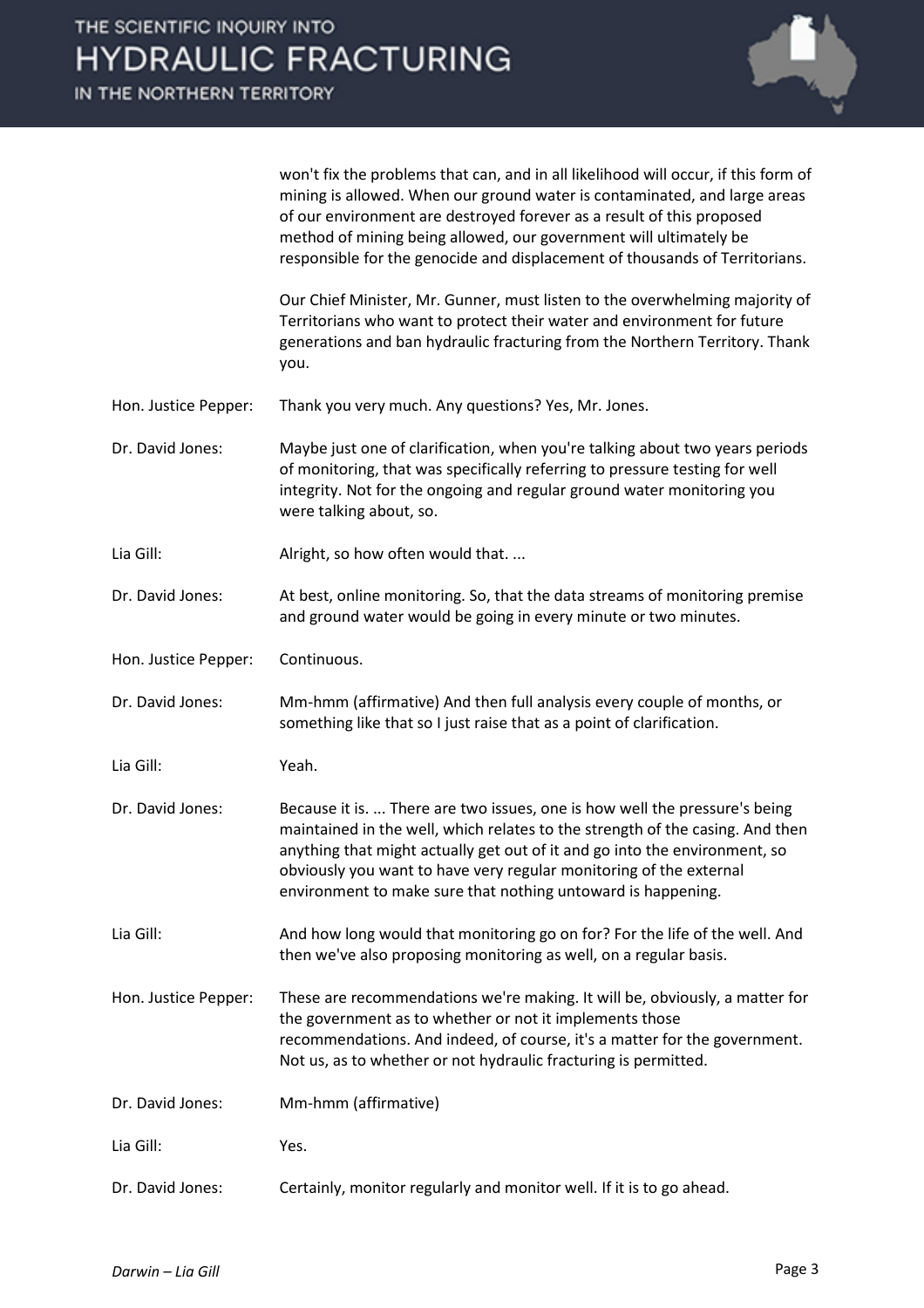won't fix the problems that can, and in all likelihood will occur, if this form of mining is allowed. When our ground water is contaminated, and large areas of our environment are destroyed forever as a result of this proposed method of mining being allowed, our government will ultimately be responsible for the genocide and displacement of thousands of Territorians.

Our Chief Minister, Mr. Gunner, must listen to the overwhelming majority of Territorians who want to protect their water and environment for future generations and ban hydraulic fracturing from the Northern Territory. Thank you.

**Hon. Justice Pepper:** Thank you very much. Any questions? Yes, Mr. Jones.

**Dr. David Jones:** Maybe just one of clarification, when you're talking about two years periods of monitoring, that was specifically referring to pressure testing for well integrity. Not for the ongoing and regular ground water monitoring you were talking about, so.

**Lia Gill:** Alright, so how often would that. ...

**Dr. David Jones:** At best, online monitoring. So, that the data streams of monitoring premise and ground water would be going in every minute or two minutes.

**Hon. Justice Pepper:** Continuous.

**Dr. David Jones:** Mm-hmm (affirmative) And then full analysis every couple of months, or something like that so I just raise that as a point of clarification.

**Lia Gill:** Yeah.

**Dr. David Jones:** Because it is. ... There are two issues, one is how well the pressure's being maintained in the well, which relates to the strength of the casing. And then anything that might actually get out of it and go into the environment, so obviously you want to have very regular monitoring of the external environment to make sure that nothing untoward is happening.

**Lia Gill:** And how long would that monitoring go on for? For the life of the well. And then we've also proposing monitoring as well, on a regular basis.

**Hon. Justice Pepper:** These are recommendations we're making. It will be, obviously, a matter for the government as to whether or not it implements those recommendations. And indeed, of course, it's a matter for the government. Not us, as to whether or not hydraulic fracturing is permitted.

**Dr. David Jones:** Mm-hmm (affirmative)

**Lia Gill:** Yes.

**Dr. David Jones:** Certainly, monitor regularly and monitor well. If it is to go ahead.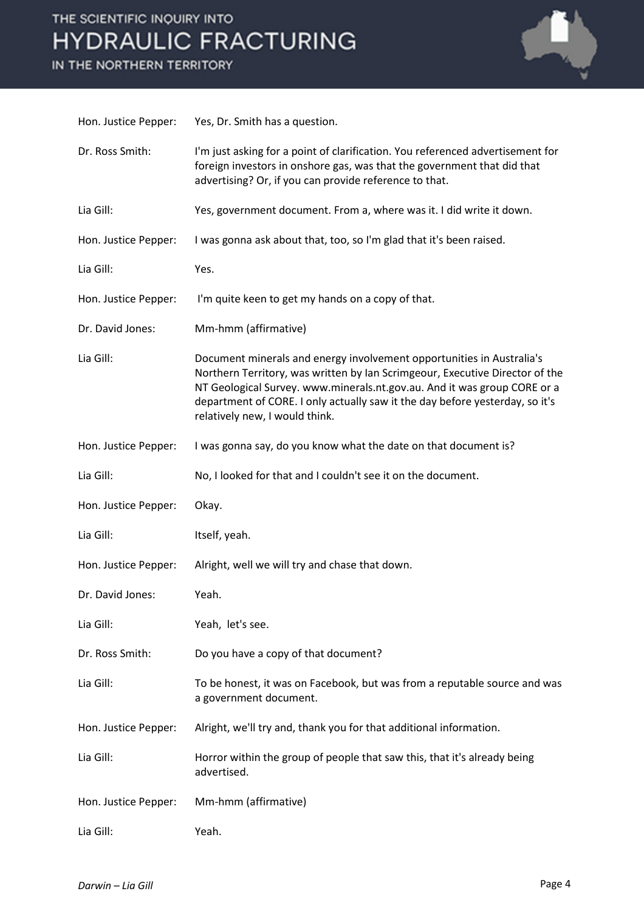Hon. Justice Pepper: Yes, Dr. Smith has a question.

Dr. Ross Smith: I'm just asking for a point of clarification. You referenced advertisement for foreign investors in onshore gas, was that the government that did that advertising? Or, if you can provide reference to that.

Lia Gill: Yes, government document. From a, where was it. I did write it down.

Hon. Justice Pepper: I was gonna ask about that, too, so I'm glad that it's been raised.

Lia Gill: Yes.

Hon. Justice Pepper: I'm quite keen to get my hands on a copy of that.

Dr. David Jones: Mm-hmm (affirmative)

Lia Gill: Document minerals and energy involvement opportunities in Australia's Northern Territory, was written by Ian Scrimgeour, Executive Director of the NT Geological Survey. www.minerals.nt.gov.au. And it was group CORE or a department of CORE. I only actually saw it the day before yesterday, so it's relatively new, I would think.

Hon. Justice Pepper: I was gonna say, do you know what the date on that document is?

Lia Gill: No, I looked for that and I couldn't see it on the document.

Hon. Justice Pepper: Okay.

Lia Gill: Itself, yeah.

Hon. Justice Pepper: Alright, well we will try and chase that down.

Dr. David Jones: Yeah.

Lia Gill: Yeah, let's see.

Dr. Ross Smith: Do you have a copy of that document?

Lia Gill: To be honest, it was on Facebook, but was from a reputable source and was a government document.

Hon. Justice Pepper: Alright, we'll try and, thank you for that additional information.

Lia Gill: Horror within the group of people that saw this, that it's already being advertised.

Hon. Justice Pepper: Mm-hmm (affirmative)

Lia Gill: Yeah.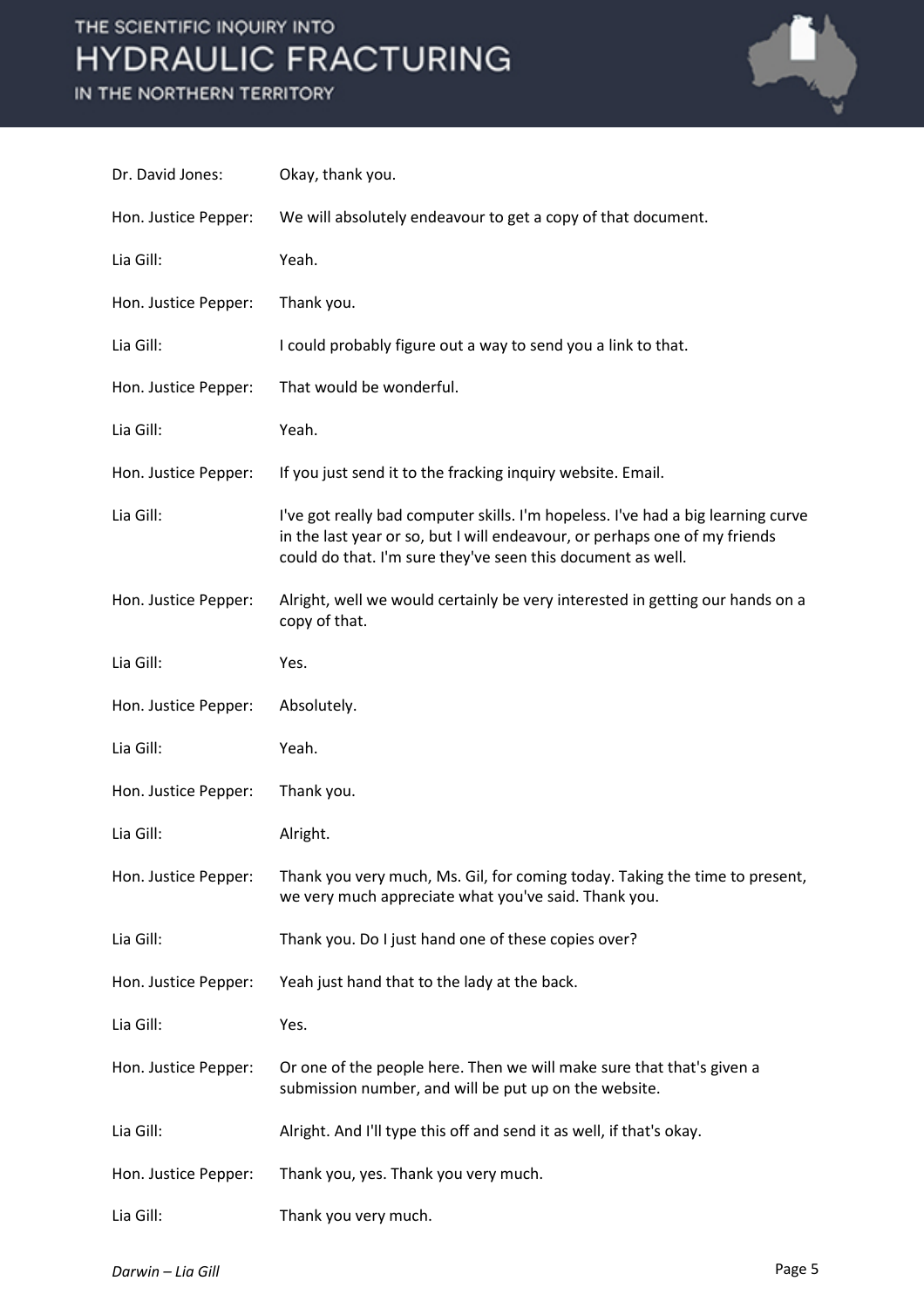| | |
|---|---|
| Dr. David Jones: | Okay, thank you. |
| Hon. Justice Pepper: | We will absolutely endeavour to get a copy of that document. |
| Lia Gill: | Yeah. |
| Hon. Justice Pepper: | Thank you. |
| Lia Gill: | I could probably figure out a way to send you a link to that. |
| Hon. Justice Pepper: | That would be wonderful. |
| Lia Gill: | Yeah. |
| Hon. Justice Pepper: | If you just send it to the fracking inquiry website. Email. |
| Lia Gill: | I've got really bad computer skills. I'm hopeless. I've had a big learning curve in the last year or so, but I will endeavour, or perhaps one of my friends could do that. I'm sure they've seen this document as well. |
| Hon. Justice Pepper: | Alright, well we would certainly be very interested in getting our hands on a copy of that. |
| Lia Gill: | Yes. |
| Hon. Justice Pepper: | Absolutely. |
| Lia Gill: | Yeah. |
| Hon. Justice Pepper: | Thank you. |
| Lia Gill: | Alright. |
| Hon. Justice Pepper: | Thank you very much, Ms. Gil, for coming today. Taking the time to present, we very much appreciate what you've said. Thank you. |
| Lia Gill: | Thank you. Do I just hand one of these copies over? |
| Hon. Justice Pepper: | Yeah just hand that to the lady at the back. |
| Lia Gill: | Yes. |
| Hon. Justice Pepper: | Or one of the people here. Then we will make sure that that's given a submission number, and will be put up on the website. |
| Lia Gill: | Alright. And I'll type this off and send it as well, if that's okay. |
| Hon. Justice Pepper: | Thank you, yes. Thank you very much. |
| Lia Gill: | Thank you very much. |